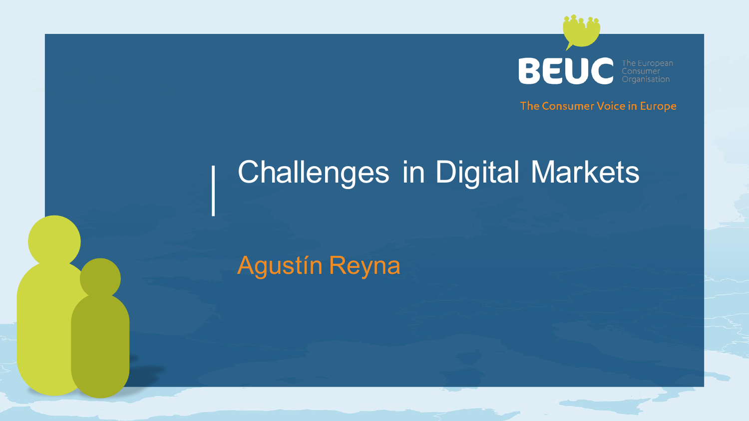BEUC The European Consumer Organisation

The Consumer Voice in Europe

# Challenges in Digital Markets

Agustín Reyna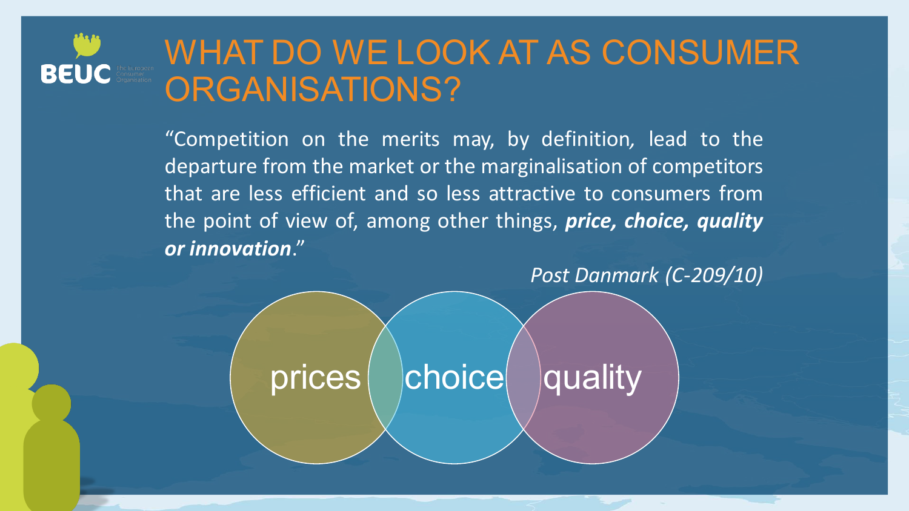# WHAT DO WE LOOK AT AS CONSUMER ORGANISATIONS?

"Competition on the merits may, by definition, lead to the departure from the market or the marginalisation of competitors that are less efficient and so less attractive to consumers from the point of view of, among other things, ***price, choice, quality or innovation***."

*Post Danmark (C-209/10)*

prices

choice

quality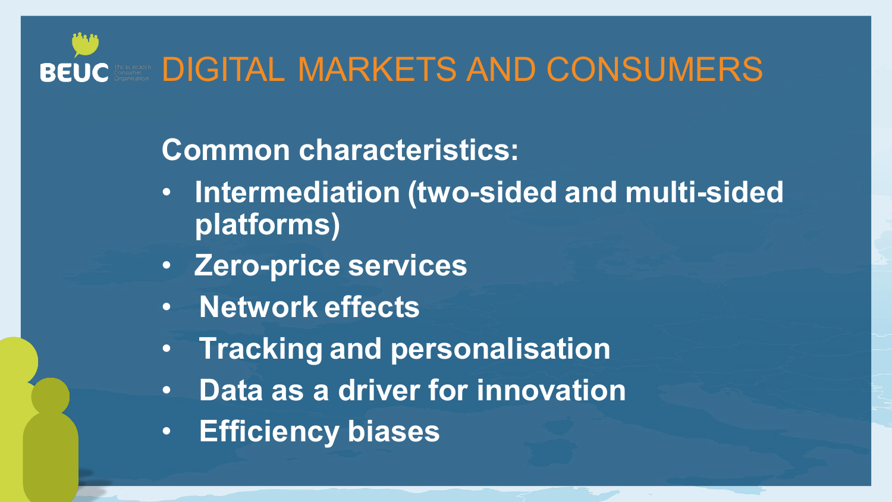# DIGITAL MARKETS AND CONSUMERS

**Common characteristics:**

- **Intermediation (two-sided and multi-sided platforms)**
- **Zero-price services**
- **Network effects**
- **Tracking and personalisation**
- **Data as a driver for innovation**
- **Efficiency biases**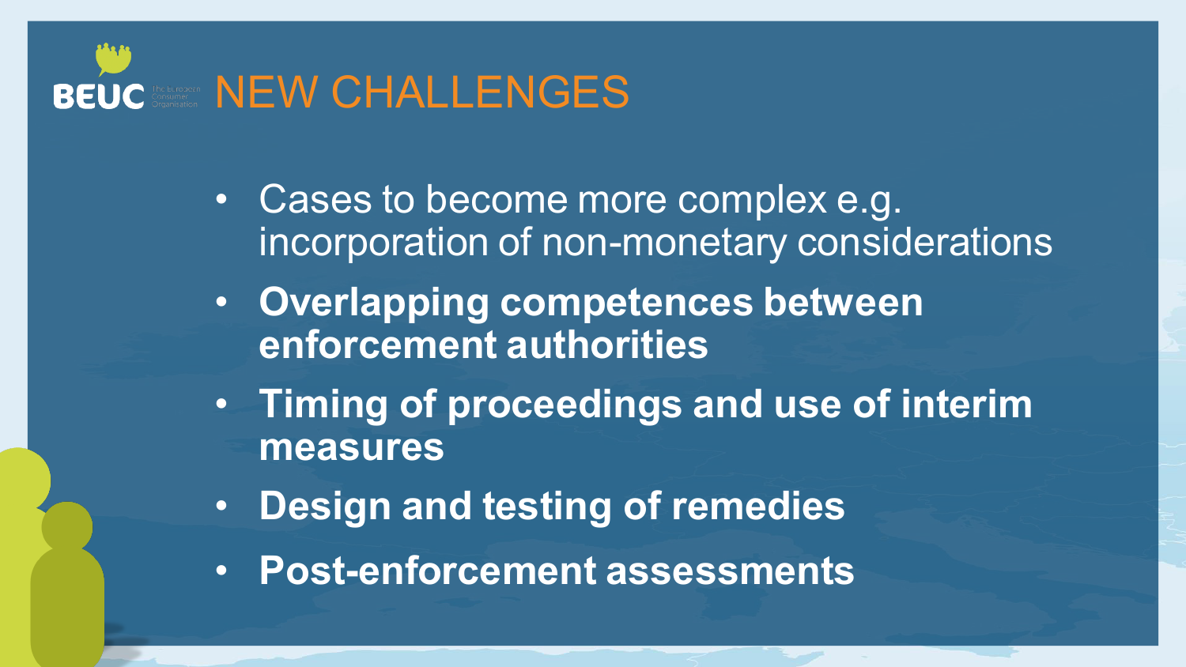# NEW CHALLENGES

- Cases to become more complex e.g. incorporation of non-monetary considerations
- **Overlapping competences between enforcement authorities**
- **Timing of proceedings and use of interim measures**
- **Design and testing of remedies**
- **Post-enforcement assessments**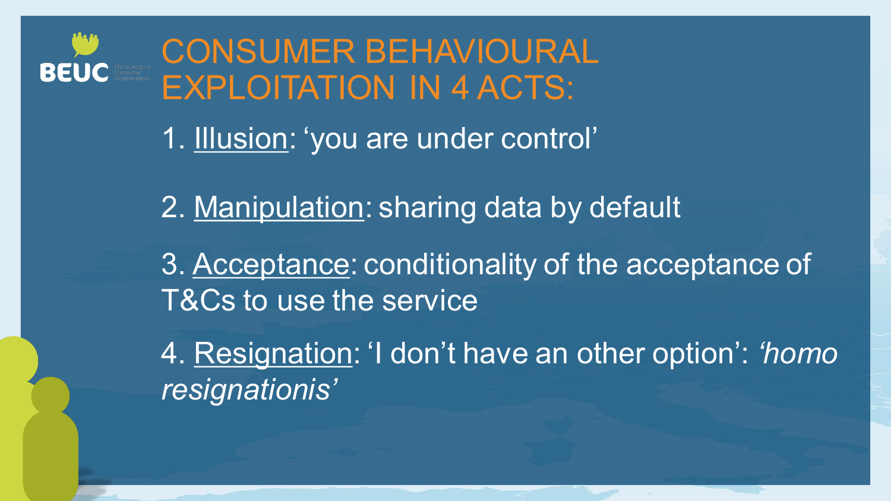# CONSUMER BEHAVIOURAL EXPLOITATION IN 4 ACTS:

1. Illusion: ‘you are under control’
2. Manipulation: sharing data by default
3. Acceptance: conditionality of the acceptance of T&Cs to use the service
4. Resignation: ‘I don’t have an other option’: *‘homo resignationis’*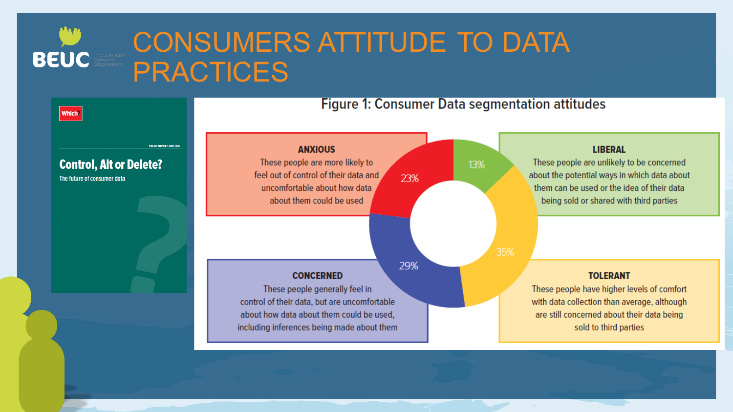# CONSUMERS ATTITUDE TO DATA PRACTICES

**Which?**

POLICY REPORT JUNE 2018

## Control, Alt or Delete?

The future of consumer data

### Figure 1: Consumer Data segmentation attitudes

**ANXIOUS** (23%)
These people are more likely to feel out of control of their data and uncomfortable about how data about them could be used

**LIBERAL** (13%)
These people are unlikely to be concerned about the potential ways in which data about them can be used or the idea of their data being sold or shared with third parties

**CONCERNED** (29%)
These people generally feel in control of their data, but are uncomfortable about how data about them could be used, including inferences being made about them

**TOLERANT** (35%)
These people have higher levels of comfort with data collection than average, although are still concerned about their data being sold to third parties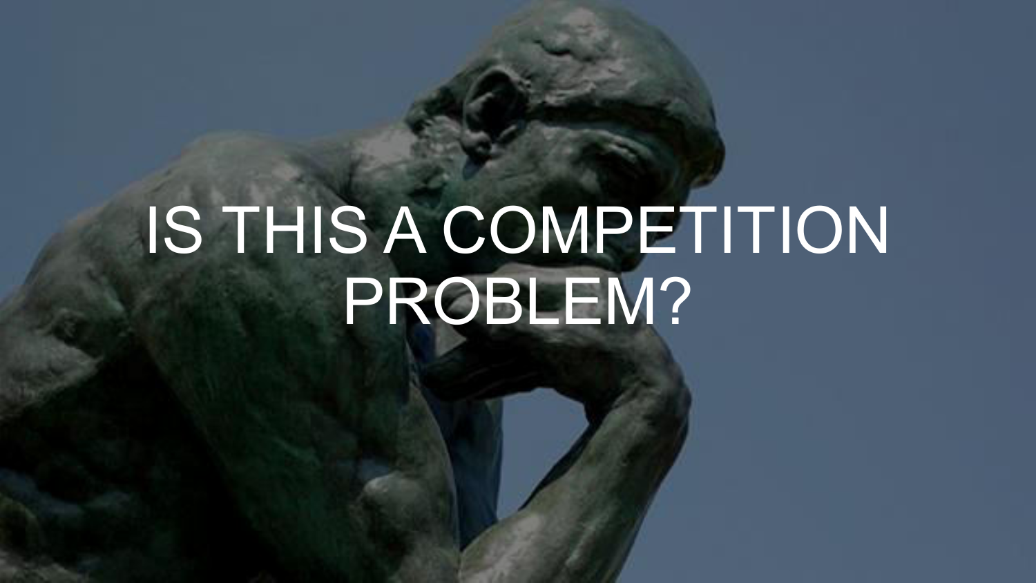# IS THIS A COMPETITION PROBLEM?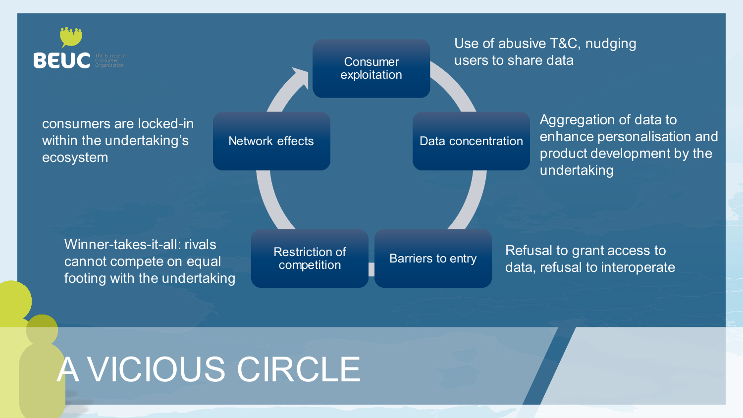# A VICIOUS CIRCLE

- **Consumer exploitation** — Use of abusive T&C, nudging users to share data
- **Data concentration** — Aggregation of data to enhance personalisation and product development by the undertaking
- **Barriers to entry** — Refusal to grant access to data, refusal to interoperate
- **Restriction of competition** — Winner-takes-it-all: rivals cannot compete on equal footing with the undertaking
- **Network effects** — consumers are locked-in within the undertaking's ecosystem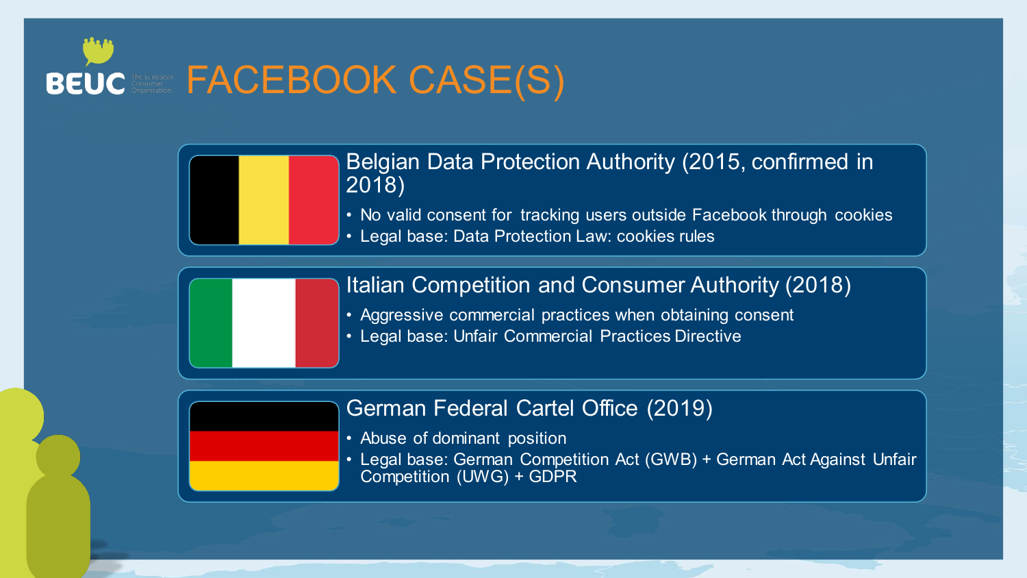# FACEBOOK CASE(S)

## Belgian Data Protection Authority (2015, confirmed in 2018)

- No valid consent for tracking users outside Facebook through cookies
- Legal base: Data Protection Law: cookies rules

## Italian Competition and Consumer Authority (2018)

- Aggressive commercial practices when obtaining consent
- Legal base: Unfair Commercial Practices Directive

## German Federal Cartel Office (2019)

- Abuse of dominant position
- Legal base: German Competition Act (GWB) + German Act Against Unfair Competition (UWG) + GDPR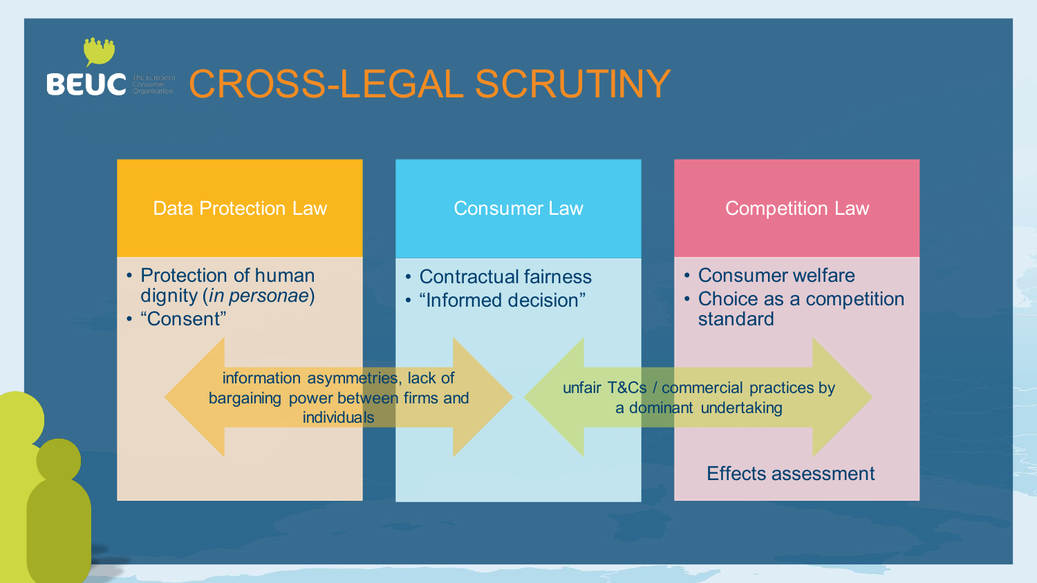# CROSS-LEGAL SCRUTINY

## Data Protection Law

- Protection of human dignity (*in personae*)
- "Consent"

## Consumer Law

- Contractual fairness
- "Informed decision"

## Competition Law

- Consumer welfare
- Choice as a competition standard

information asymmetries, lack of bargaining power between firms and individuals

unfair T&Cs / commercial practices by a dominant undertaking

Effects assessment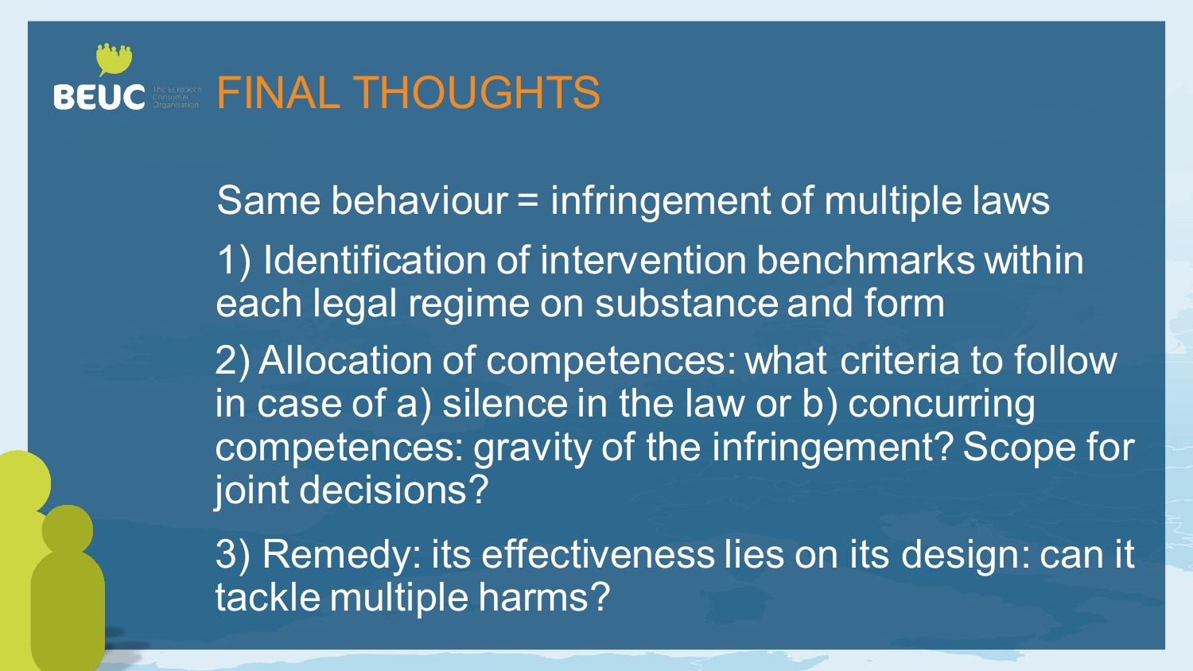# FINAL THOUGHTS

Same behaviour = infringement of multiple laws

1) Identification of intervention benchmarks within each legal regime on substance and form

2) Allocation of competences: what criteria to follow in case of a) silence in the law or b) concurring competences: gravity of the infringement? Scope for joint decisions?

3) Remedy: its effectiveness lies on its design: can it tackle multiple harms?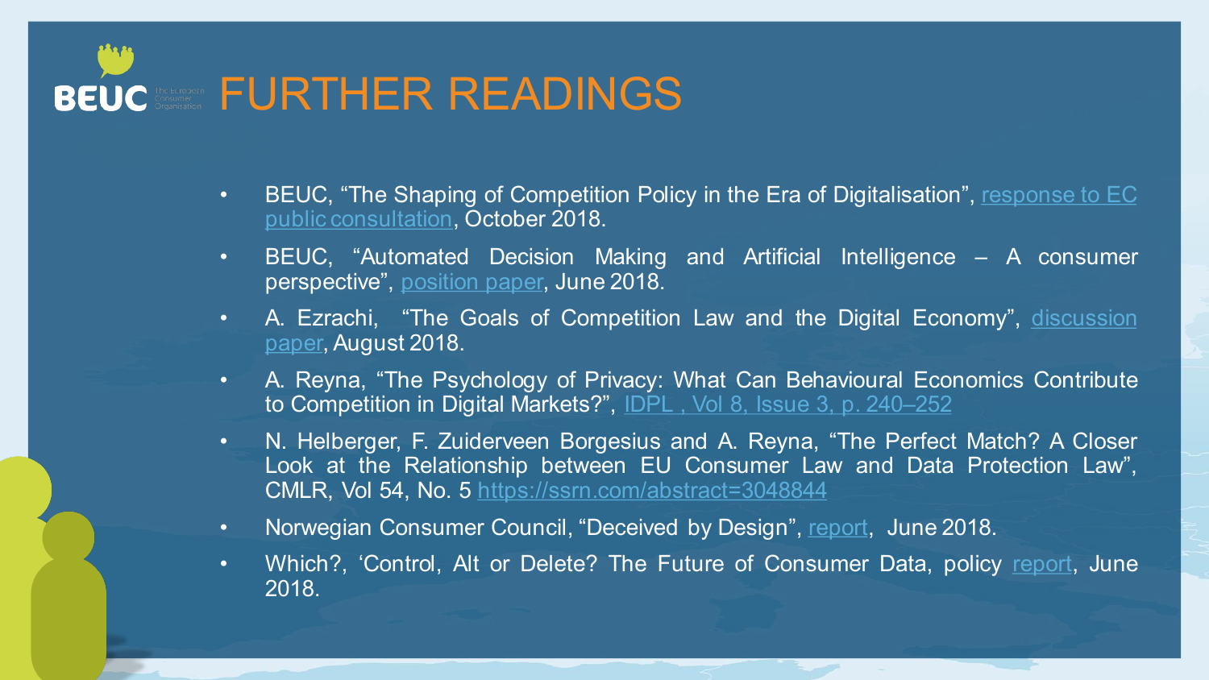# FURTHER READINGS

- BEUC, "The Shaping of Competition Policy in the Era of Digitalisation", response to EC public consultation, October 2018.
- BEUC, "Automated Decision Making and Artificial Intelligence – A consumer perspective", position paper, June 2018.
- A. Ezrachi, "The Goals of Competition Law and the Digital Economy", discussion paper, August 2018.
- A. Reyna, "The Psychology of Privacy: What Can Behavioural Economics Contribute to Competition in Digital Markets?", IDPL , Vol 8, Issue 3, p. 240–252
- N. Helberger, F. Zuiderveen Borgesius and A. Reyna, "The Perfect Match? A Closer Look at the Relationship between EU Consumer Law and Data Protection Law", CMLR, Vol 54, No. 5 https://ssrn.com/abstract=3048844
- Norwegian Consumer Council, "Deceived by Design", report, June 2018.
- Which?, 'Control, Alt or Delete? The Future of Consumer Data, policy report, June 2018.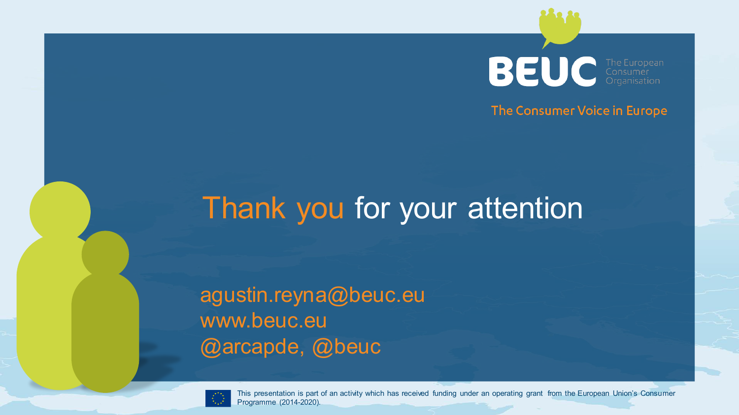BEUC The European Consumer Organisation

The Consumer Voice in Europe

# Thank you for your attention

agustin.reyna@beuc.eu
www.beuc.eu
@arcapde, @beuc

This presentation is part of an activity which has received funding under an operating grant from the European Union's Consumer Programme (2014-2020).